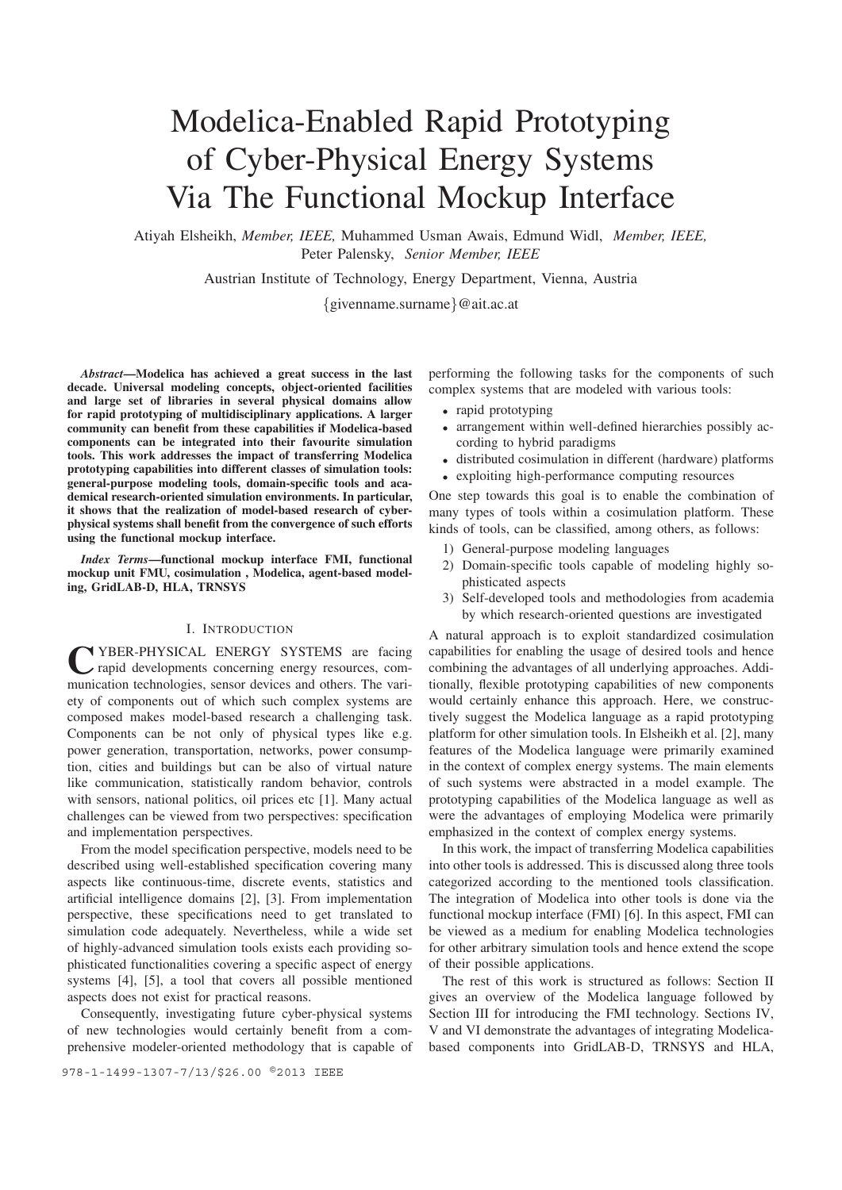# Modelica-Enabled Rapid Prototyping of Cyber-Physical Energy Systems Via The Functional Mockup Interface

Atiyah Elsheikh, *Member, IEEE,* Muhammed Usman Awais, Edmund Widl, *Member, IEEE,* Peter Palensky, *Senior Member, IEEE*

Austrian Institute of Technology, Energy Department, Vienna, Austria

{givenname.surname}@ait.ac.at

***Abstract*—Modelica has achieved a great success in the last decade. Universal modeling concepts, object-oriented facilities and large set of libraries in several physical domains allow for rapid prototyping of multidisciplinary applications. A larger community can benefit from these capabilities if Modelica-based components can be integrated into their favourite simulation tools. This work addresses the impact of transferring Modelica prototyping capabilities into different classes of simulation tools: general-purpose modeling tools, domain-specific tools and academical research-oriented simulation environments. In particular, it shows that the realization of model-based research of cyber-physical systems shall benefit from the convergence of such efforts using the functional mockup interface.**

***Index Terms*—functional mockup interface FMI, functional mockup unit FMU, cosimulation , Modelica, agent-based modeling, GridLAB-D, HLA, TRNSYS**

## I. Introduction

CYBER-PHYSICAL ENERGY SYSTEMS are facing rapid developments concerning energy resources, communication technologies, sensor devices and others. The variety of components out of which such complex systems are composed makes model-based research a challenging task. Components can be not only of physical types like e.g. power generation, transportation, networks, power consumption, cities and buildings but can be also of virtual nature like communication, statistically random behavior, controls with sensors, national politics, oil prices etc [1]. Many actual challenges can be viewed from two perspectives: specification and implementation perspectives.

From the model specification perspective, models need to be described using well-established specification covering many aspects like continuous-time, discrete events, statistics and artificial intelligence domains [2], [3]. From implementation perspective, these specifications need to get translated to simulation code adequately. Nevertheless, while a wide set of highly-advanced simulation tools exists each providing sophisticated functionalities covering a specific aspect of energy systems [4], [5], a tool that covers all possible mentioned aspects does not exist for practical reasons.

Consequently, investigating future cyber-physical systems of new technologies would certainly benefit from a comprehensive modeler-oriented methodology that is capable of performing the following tasks for the components of such complex systems that are modeled with various tools:

- rapid prototyping
- arrangement within well-defined hierarchies possibly according to hybrid paradigms
- distributed cosimulation in different (hardware) platforms
- exploiting high-performance computing resources

One step towards this goal is to enable the combination of many types of tools within a cosimulation platform. These kinds of tools, can be classified, among others, as follows:

1) General-purpose modeling languages
2) Domain-specific tools capable of modeling highly sophisticated aspects
3) Self-developed tools and methodologies from academia by which research-oriented questions are investigated

A natural approach is to exploit standardized cosimulation capabilities for enabling the usage of desired tools and hence combining the advantages of all underlying approaches. Additionally, flexible prototyping capabilities of new components would certainly enhance this approach. Here, we constructively suggest the Modelica language as a rapid prototyping platform for other simulation tools. In Elsheikh et al. [2], many features of the Modelica language were primarily examined in the context of complex energy systems. The main elements of such systems were abstracted in a model example. The prototyping capabilities of the Modelica language as well as were the advantages of employing Modelica were primarily emphasized in the context of complex energy systems.

In this work, the impact of transferring Modelica capabilities into other tools is addressed. This is discussed along three tools categorized according to the mentioned tools classification. The integration of Modelica into other tools is done via the functional mockup interface (FMI) [6]. In this aspect, FMI can be viewed as a medium for enabling Modelica technologies for other arbitrary simulation tools and hence extend the scope of their possible applications.

The rest of this work is structured as follows: Section II gives an overview of the Modelica language followed by Section III for introducing the FMI technology. Sections IV, V and VI demonstrate the advantages of integrating Modelica-based components into GridLAB-D, TRNSYS and HLA,

978-1-1499-1307-7/13/$26.00 ©2013 IEEE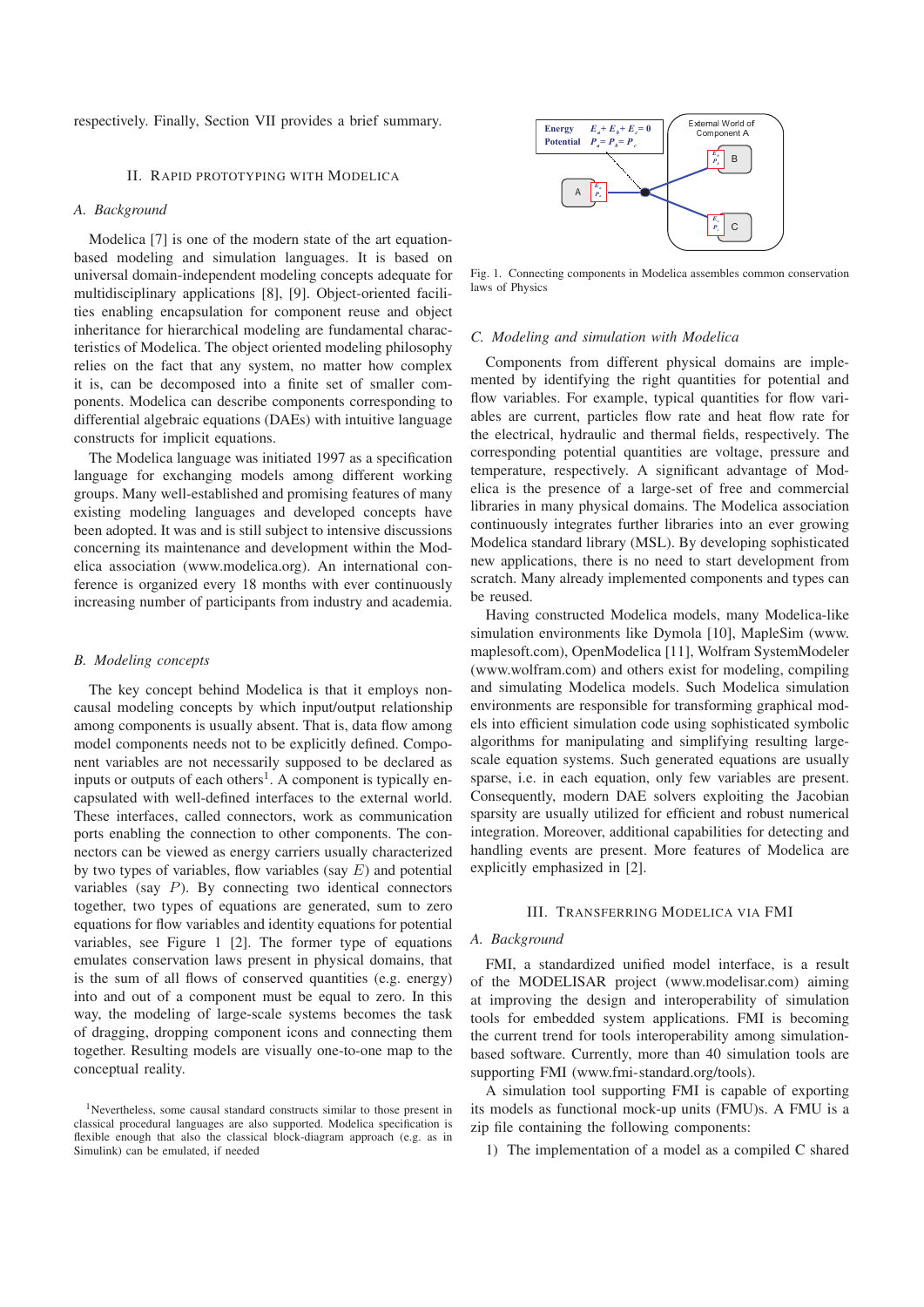respectively. Finally, Section VII provides a brief summary.

## II. Rapid Prototyping with Modelica

### A. Background

Modelica [7] is one of the modern state of the art equation-based modeling and simulation languages. It is based on universal domain-independent modeling concepts adequate for multidisciplinary applications [8], [9]. Object-oriented facilities enabling encapsulation for component reuse and object inheritance for hierarchical modeling are fundamental characteristics of Modelica. The object oriented modeling philosophy relies on the fact that any system, no matter how complex it is, can be decomposed into a finite set of smaller components. Modelica can describe components corresponding to differential algebraic equations (DAEs) with intuitive language constructs for implicit equations.

The Modelica language was initiated 1997 as a specification language for exchanging models among different working groups. Many well-established and promising features of many existing modeling languages and developed concepts have been adopted. It was and is still subject to intensive discussions concerning its maintenance and development within the Modelica association (www.modelica.org). An international conference is organized every 18 months with ever continuously increasing number of participants from industry and academia.

### B. Modeling concepts

The key concept behind Modelica is that it employs non-causal modeling concepts by which input/output relationship among components is usually absent. That is, data flow among model components needs not to be explicitly defined. Component variables are not necessarily supposed to be declared as inputs or outputs of each others[1]. A component is typically encapsulated with well-defined interfaces to the external world. These interfaces, called connectors, work as communication ports enabling the connection to other components. The connectors can be viewed as energy carriers usually characterized by two types of variables, flow variables (say $E$) and potential variables (say $P$). By connecting two identical connectors together, two types of equations are generated, sum to zero equations for flow variables and identity equations for potential variables, see Figure 1 [2]. The former type of equations emulates conservation laws present in physical domains, that is the sum of all flows of conserved quantities (e.g. energy) into and out of a component must be equal to zero. In this way, the modeling of large-scale systems becomes the task of dragging, dropping component icons and connecting them together. Resulting models are visually one-to-one map to the conceptual reality.

[1]Nevertheless, some causal standard constructs similar to those present in classical procedural languages are also supported. Modelica specification is flexible enough that also the classical block-diagram approach (e.g. as in Simulink) can be emulated, if needed

Fig. 1. Connecting components in Modelica assembles common conservation laws of Physics

### C. Modeling and simulation with Modelica

Components from different physical domains are implemented by identifying the right quantities for potential and flow variables. For example, typical quantities for flow variables are current, particles flow rate and heat flow rate for the electrical, hydraulic and thermal fields, respectively. The corresponding potential quantities are voltage, pressure and temperature, respectively. A significant advantage of Modelica is the presence of a large-set of free and commercial libraries in many physical domains. The Modelica association continuously integrates further libraries into an ever growing Modelica standard library (MSL). By developing sophisticated new applications, there is no need to start development from scratch. Many already implemented components and types can be reused.

Having constructed Modelica models, many Modelica-like simulation environments like Dymola [10], MapleSim (www.maplesoft.com), OpenModelica [11], Wolfram SystemModeler (www.wolfram.com) and others exist for modeling, compiling and simulating Modelica models. Such Modelica simulation environments are responsible for transforming graphical models into efficient simulation code using sophisticated symbolic algorithms for manipulating and simplifying resulting large-scale equation systems. Such generated equations are usually sparse, i.e. in each equation, only few variables are present. Consequently, modern DAE solvers exploiting the Jacobian sparsity are usually utilized for efficient and robust numerical integration. Moreover, additional capabilities for detecting and handling events are present. More features of Modelica are explicitly emphasized in [2].

## III. Transferring Modelica via FMI

### A. Background

FMI, a standardized unified model interface, is a result of the MODELISAR project (www.modelisar.com) aiming at improving the design and interoperability of simulation tools for embedded system applications. FMI is becoming the current trend for tools interoperability among simulation-based software. Currently, more than 40 simulation tools are supporting FMI (www.fmi-standard.org/tools).

A simulation tool supporting FMI is capable of exporting its models as functional mock-up units (FMU)s. A FMU is a zip file containing the following components:

1) The implementation of a model as a compiled C shared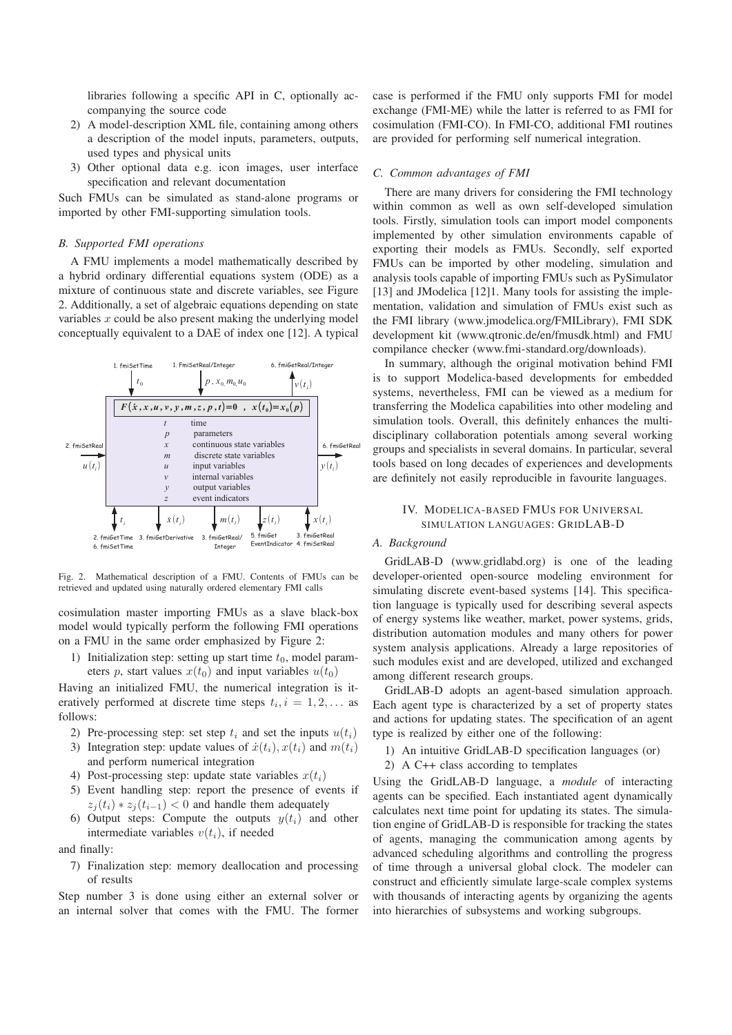libraries following a specific API in C, optionally accompanying the source code

2) A model-description XML file, containing among others a description of the model inputs, parameters, outputs, used types and physical units
3) Other optional data e.g. icon images, user interface specification and relevant documentation

Such FMUs can be simulated as stand-alone programs or imported by other FMI-supporting simulation tools.

### B. Supported FMI operations

A FMU implements a model mathematically described by a hybrid ordinary differential equations system (ODE) as a mixture of continuous state and discrete variables, see Figure 2. Additionally, a set of algebraic equations depending on state variables $x$ could be also present making the underlying model conceptually equivalent to a DAE of index one [12]. A typical

Fig. 2. Mathematical description of a FMU. Contents of FMUs can be retrieved and updated using naturally ordered elementary FMI calls

cosimulation master importing FMUs as a slave black-box model would typically perform the following FMI operations on a FMU in the same order emphasized by Figure 2:

1) Initialization step: setting up start time $t_0$, model parameters $p$, start values $x(t_0)$ and input variables $u(t_0)$

Having an initialized FMU, the numerical integration is iteratively performed at discrete time steps $t_i, i = 1, 2, \ldots$ as follows:

2) Pre-processing step: set step $t_i$ and set the inputs $u(t_i)$
3) Integration step: update values of $\dot{x}(t_i), x(t_i)$ and $m(t_i)$ and perform numerical integration
4) Post-processing step: update state variables $x(t_i)$
5) Event handling step: report the presence of events if $z_j(t_i) * z_j(t_{i-1}) < 0$ and handle them adequately
6) Output steps: Compute the outputs $y(t_i)$ and other intermediate variables $v(t_i)$, if needed

and finally:

7) Finalization step: memory deallocation and processing of results

Step number 3 is done using either an external solver or an internal solver that comes with the FMU. The former case is performed if the FMU only supports FMI for model exchange (FMI-ME) while the latter is referred to as FMI for cosimulation (FMI-CO). In FMI-CO, additional FMI routines are provided for performing self numerical integration.

### C. Common advantages of FMI

There are many drivers for considering the FMI technology within common as well as own self-developed simulation tools. Firstly, simulation tools can import model components implemented by other simulation environments capable of exporting their models as FMUs. Secondly, self exported FMUs can be imported by other modeling, simulation and analysis tools capable of importing FMUs such as PySimulator [13] and JModelica [12]1. Many tools for assisting the implementation, validation and simulation of FMUs exist such as the FMI library (www.jmodelica.org/FMILibrary), FMI SDK development kit (www.qtronic.de/en/fmusdk.html) and FMU compilance checker (www.fmi-standard.org/downloads).

In summary, although the original motivation behind FMI is to support Modelica-based developments for embedded systems, nevertheless, FMI can be viewed as a medium for transferring the Modelica capabilities into other modeling and simulation tools. Overall, this definitely enhances the multi-disciplinary collaboration potentials among several working groups and specialists in several domains. In particular, several tools based on long decades of experiences and developments are definitely not easily reproducible in favourite languages.

## IV. Modelica-based FMUs for Universal simulation languages: GridLAB-D

### A. Background

GridLAB-D (www.gridlabd.org) is one of the leading developer-oriented open-source modeling environment for simulating discrete event-based systems [14]. This specification language is typically used for describing several aspects of energy systems like weather, market, power systems, grids, distribution automation modules and many others for power system analysis applications. Already a large repositories of such modules exist and are developed, utilized and exchanged among different research groups.

GridLAB-D adopts an agent-based simulation approach. Each agent type is characterized by a set of property states and actions for updating states. The specification of an agent type is realized by either one of the following:

1) An intuitive GridLAB-D specification languages (or)
2) A C++ class according to templates

Using the GridLAB-D language, a *module* of interacting agents can be specified. Each instantiated agent dynamically calculates next time point for updating its states. The simulation engine of GridLAB-D is responsible for tracking the states of agents, managing the communication among agents by advanced scheduling algorithms and controlling the progress of time through a universal global clock. The modeler can construct and efficiently simulate large-scale complex systems with thousands of interacting agents by organizing the agents into hierarchies of subsystems and working subgroups.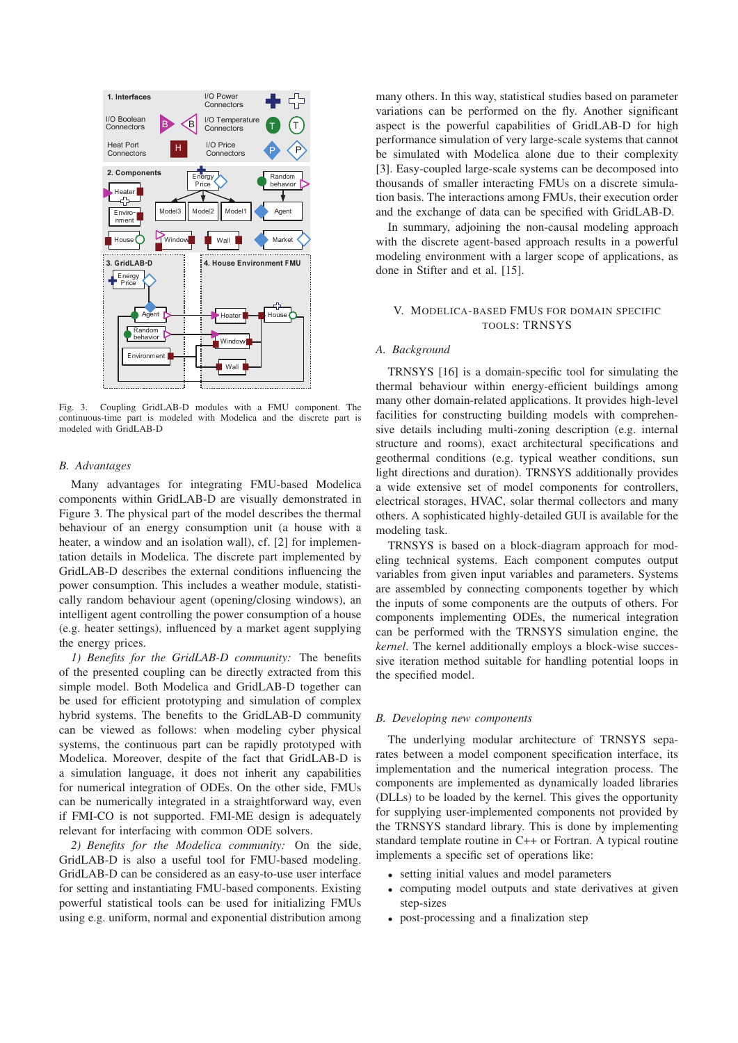1. Interfaces

I/O Power Connectors

I/O Boolean Connectors

I/O Temperature Connectors

Heat Port Connectors

I/O Price Connectors

2. Components

Energy Price

Random behavior

Heater

Enviro-nment

Model3

Model2

Model1

Agent

House

Window

Wall

Market

3. GridLAB-D

4. House Environment FMU

Energy Price

Agent

Random behavior

Environment

Heater

House

Window

Wall

Fig. 3. Coupling GridLAB-D modules with a FMU component. The continuous-time part is modeled with Modelica and the discrete part is modeled with GridLAB-D

## B. Advantages

Many advantages for integrating FMU-based Modelica components within GridLAB-D are visually demonstrated in Figure 3. The physical part of the model describes the thermal behaviour of an energy consumption unit (a house with a heater, a window and an isolation wall), cf. [2] for implementation details in Modelica. The discrete part implemented by GridLAB-D describes the external conditions influencing the power consumption. This includes a weather module, statistically random behaviour agent (opening/closing windows), an intelligent agent controlling the power consumption of a house (e.g. heater settings), influenced by a market agent supplying the energy prices.

*1) Benefits for the GridLAB-D community:* The benefits of the presented coupling can be directly extracted from this simple model. Both Modelica and GridLAB-D together can be used for efficient prototyping and simulation of complex hybrid systems. The benefits to the GridLAB-D community can be viewed as follows: when modeling cyber physical systems, the continuous part can be rapidly prototyped with Modelica. Moreover, despite of the fact that GridLAB-D is a simulation language, it does not inherit any capabilities for numerical integration of ODEs. On the other side, FMUs can be numerically integrated in a straightforward way, even if FMI-CO is not supported. FMI-ME design is adequately relevant for interfacing with common ODE solvers.

*2) Benefits for the Modelica community:* On the side, GridLAB-D is also a useful tool for FMU-based modeling. GridLAB-D can be considered as an easy-to-use user interface for setting and instantiating FMU-based components. Existing powerful statistical tools can be used for initializing FMUs using e.g. uniform, normal and exponential distribution among many others. In this way, statistical studies based on parameter variations can be performed on the fly. Another significant aspect is the powerful capabilities of GridLAB-D for high performance simulation of very large-scale systems that cannot be simulated with Modelica alone due to their complexity [3]. Easy-coupled large-scale systems can be decomposed into thousands of smaller interacting FMUs on a discrete simulation basis. The interactions among FMUs, their execution order and the exchange of data can be specified with GridLAB-D.

In summary, adjoining the non-causal modeling approach with the discrete agent-based approach results in a powerful modeling environment with a larger scope of applications, as done in Stifter and et al. [15].

## V. Modelica-based FMUs for domain specific tools: TRNSYS

## A. Background

TRNSYS [16] is a domain-specific tool for simulating the thermal behaviour within energy-efficient buildings among many other domain-related applications. It provides high-level facilities for constructing building models with comprehensive details including multi-zoning description (e.g. internal structure and rooms), exact architectural specifications and geothermal conditions (e.g. typical weather conditions, sun light directions and duration). TRNSYS additionally provides a wide extensive set of model components for controllers, electrical storages, HVAC, solar thermal collectors and many others. A sophisticated highly-detailed GUI is available for the modeling task.

TRNSYS is based on a block-diagram approach for modeling technical systems. Each component computes output variables from given input variables and parameters. Systems are assembled by connecting components together by which the inputs of some components are the outputs of others. For components implementing ODEs, the numerical integration can be performed with the TRNSYS simulation engine, the *kernel*. The kernel additionally employs a block-wise successive iteration method suitable for handling potential loops in the specified model.

## B. Developing new components

The underlying modular architecture of TRNSYS separates between a model component specification interface, its implementation and the numerical integration process. The components are implemented as dynamically loaded libraries (DLLs) to be loaded by the kernel. This gives the opportunity for supplying user-implemented components not provided by the TRNSYS standard library. This is done by implementing standard template routine in C++ or Fortran. A typical routine implements a specific set of operations like:

- setting initial values and model parameters
- computing model outputs and state derivatives at given step-sizes
- post-processing and a finalization step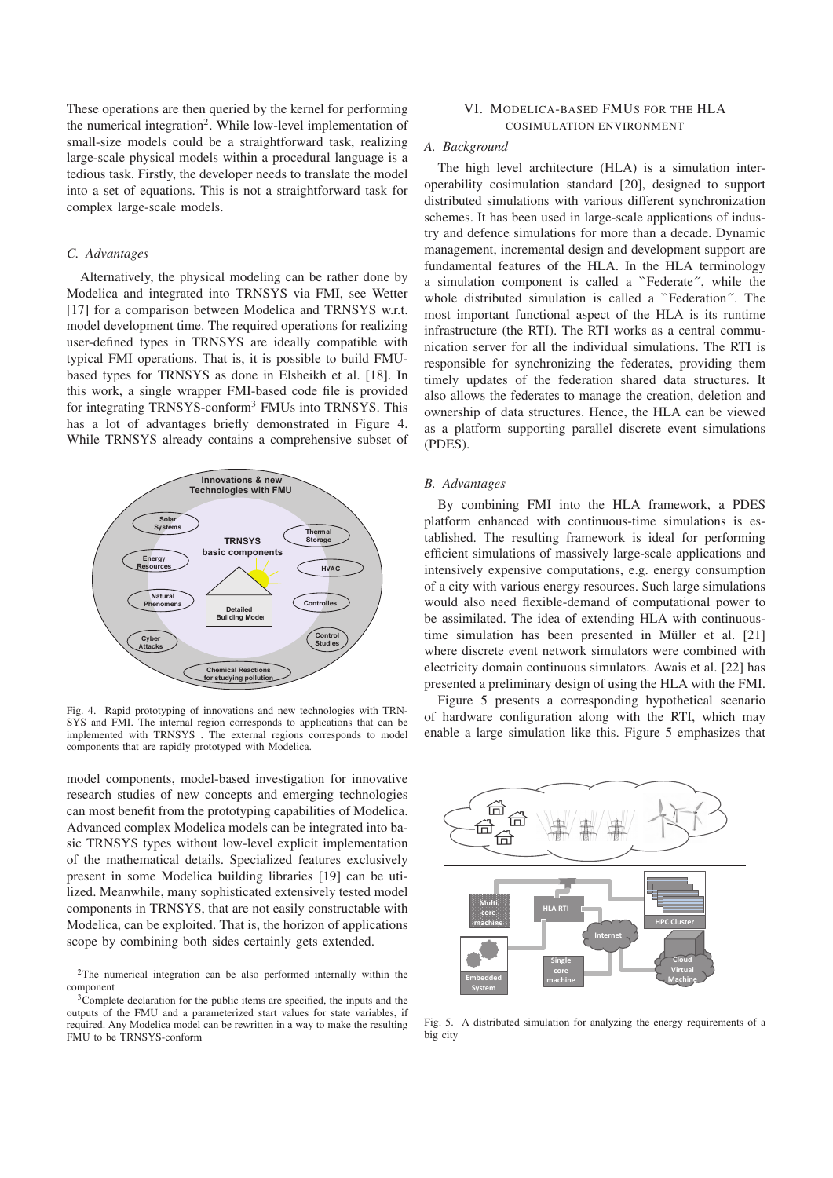These operations are then queried by the kernel for performing the numerical integration[2]. While low-level implementation of small-size models could be a straightforward task, realizing large-scale physical models within a procedural language is a tedious task. Firstly, the developer needs to translate the model into a set of equations. This is not a straightforward task for complex large-scale models.

### C. Advantages

Alternatively, the physical modeling can be rather done by Modelica and integrated into TRNSYS via FMI, see Wetter [17] for a comparison between Modelica and TRNSYS w.r.t. model development time. The required operations for realizing user-defined types in TRNSYS are ideally compatible with typical FMI operations. That is, it is possible to build FMU-based types for TRNSYS as done in Elsheikh et al. [18]. In this work, a single wrapper FMI-based code file is provided for integrating TRNSYS-conform[3] FMUs into TRNSYS. This has a lot of advantages briefly demonstrated in Figure 4. While TRNSYS already contains a comprehensive subset of model components, model-based investigation for innovative research studies of new concepts and emerging technologies can most benefit from the prototyping capabilities of Modelica. Advanced complex Modelica models can be integrated into basic TRNSYS types without low-level explicit implementation of the mathematical details. Specialized features exclusively present in some Modelica building libraries [19] can be utilized. Meanwhile, many sophisticated extensively tested model components in TRNSYS, that are not easily constructable with Modelica, can be exploited. That is, the horizon of applications scope by combining both sides certainly gets extended.

Fig. 4. Rapid prototyping of innovations and new technologies with TRNSYS and FMI. The internal region corresponds to applications that can be implemented with TRNSYS . The external regions corresponds to model components that are rapidly prototyped with Modelica.

[2]The numerical integration can be also performed internally within the component

[3]Complete declaration for the public items are specified, the inputs and the outputs of the FMU and a parameterized start values for state variables, if required. Any Modelica model can be rewritten in a way to make the resulting FMU to be TRNSYS-conform

## VI. Modelica-based FMUs for the HLA Cosimulation Environment

### A. Background

The high level architecture (HLA) is a simulation interoperability cosimulation standard [20], designed to support distributed simulations with various different synchronization schemes. It has been used in large-scale applications of industry and defence simulations for more than a decade. Dynamic management, incremental design and development support are fundamental features of the HLA. In the HLA terminology a simulation component is called a "Federate", while the whole distributed simulation is called a "Federation". The most important functional aspect of the HLA is its runtime infrastructure (the RTI). The RTI works as a central communication server for all the individual simulations. The RTI is responsible for synchronizing the federates, providing them timely updates of the federation shared data structures. It also allows the federates to manage the creation, deletion and ownership of data structures. Hence, the HLA can be viewed as a platform supporting parallel discrete event simulations (PDES).

### B. Advantages

By combining FMI into the HLA framework, a PDES platform enhanced with continuous-time simulations is established. The resulting framework is ideal for performing efficient simulations of massively large-scale applications and intensively expensive computations, e.g. energy consumption of a city with various energy resources. Such large simulations would also need flexible-demand of computational power to be assimilated. The idea of extending HLA with continuous-time simulation has been presented in Müller et al. [21] where discrete event network simulators were combined with electricity domain continuous simulators. Awais et al. [22] has presented a preliminary design of using the HLA with the FMI.

Figure 5 presents a corresponding hypothetical scenario of hardware configuration along with the RTI, which may enable a large simulation like this. Figure 5 emphasizes that

Fig. 5. A distributed simulation for analyzing the energy requirements of a big city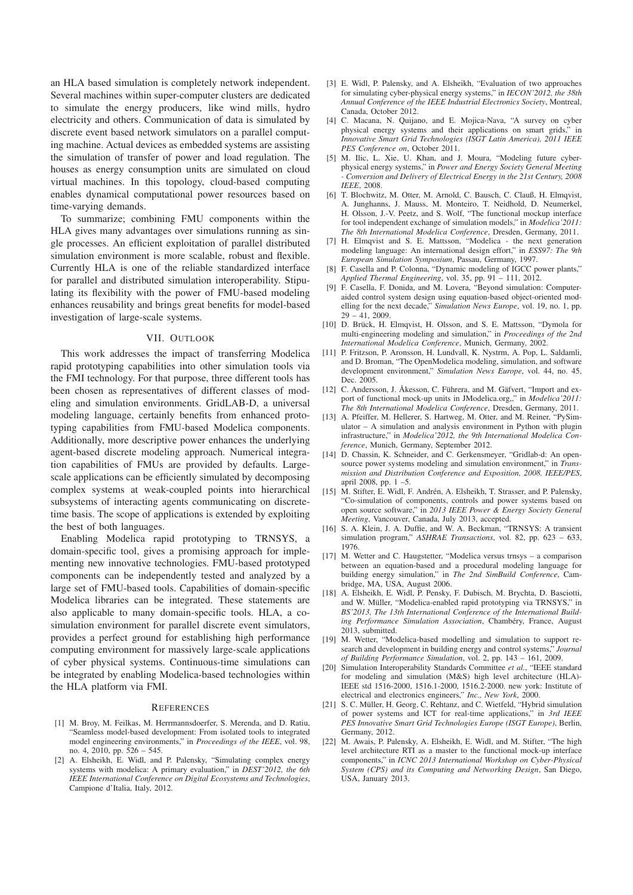an HLA based simulation is completely network independent. Several machines within super-computer clusters are dedicated to simulate the energy producers, like wind mills, hydro electricity and others. Communication of data is simulated by discrete event based network simulators on a parallel computing machine. Actual devices as embedded systems are assisting the simulation of transfer of power and load regulation. The houses as energy consumption units are simulated on cloud virtual machines. In this topology, cloud-based computing enables dynamical computational power resources based on time-varying demands.

To summarize; combining FMU components within the HLA gives many advantages over simulations running as single processes. An efficient exploitation of parallel distributed simulation environment is more scalable, robust and flexible. Currently HLA is one of the reliable standardized interface for parallel and distributed simulation interoperability. Stipulating its flexibility with the power of FMU-based modeling enhances reusability and brings great benefits for model-based investigation of large-scale systems.

## VII. Outlook

This work addresses the impact of transferring Modelica rapid prototyping capabilities into other simulation tools via the FMI technology. For that purpose, three different tools has been chosen as representatives of different classes of modeling and simulation environments. GridLAB-D, a universal modeling language, certainly benefits from enhanced prototyping capabilities from FMU-based Modelica components. Additionally, more descriptive power enhances the underlying agent-based discrete modeling approach. Numerical integration capabilities of FMUs are provided by defaults. Large-scale applications can be efficiently simulated by decomposing complex systems at weak-coupled points into hierarchical subsystems of interacting agents communicating on discrete-time basis. The scope of applications is extended by exploiting the best of both languages.

Enabling Modelica rapid prototyping to TRNSYS, a domain-specific tool, gives a promising approach for implementing new innovative technologies. FMU-based prototyped components can be independently tested and analyzed by a large set of FMU-based tools. Capabilities of domain-specific Modelica libraries can be integrated. These statements are also applicable to many domain-specific tools. HLA, a co-simulation environment for parallel discrete event simulators, provides a perfect ground for establishing high performance computing environment for massively large-scale applications of cyber physical systems. Continuous-time simulations can be integrated by enabling Modelica-based technologies within the HLA platform via FMI.

## References

[1] M. Broy, M. Feilkas, M. Herrmannsdoerfer, S. Merenda, and D. Ratiu, "Seamless model-based development: From isolated tools to integrated model engineering environments," in *Proceedings of the IEEE*, vol. 98, no. 4, 2010, pp. 526 – 545.

[2] A. Elsheikh, E. Widl, and P. Palensky, "Simulating complex energy systems with modelica: A primary evaluation," in *DEST'2012, the 6th IEEE International Conference on Digital Ecosystems and Technologies*, Campione d'Italia, Italy, 2012.

[3] E. Widl, P. Palensky, and A. Elsheikh, "Evaluation of two approaches for simulating cyber-physical energy systems," in *IECON'2012, the 38th Annual Conference of the IEEE Industrial Electronics Society*, Montreal, Canada, October 2012.

[4] C. Macana, N. Quijano, and E. Mojica-Nava, "A survey on cyber physical energy systems and their applications on smart grids," in *Innovative Smart Grid Technologies (ISGT Latin America), 2011 IEEE PES Conference on*, October 2011.

[5] M. Ilic, L. Xie, U. Khan, and J. Moura, "Modeling future cyber-physical energy systems," in *Power and Energy Society General Meeting - Conversion and Delivery of Electrical Energy in the 21st Century, 2008 IEEE*, 2008.

[6] T. Blochwitz, M. Otter, M. Arnold, C. Bausch, C. Clauß, H. Elmqvist, A. Junghanns, J. Mauss, M. Monteiro, T. Neidhold, D. Neumerkel, H. Olsson, J.-V. Peetz, and S. Wolf, "The functional mockup interface for tool independent exchange of simulation models," in *Modelica'2011: The 8th International Modelica Conference*, Dresden, Germany, 2011.

[7] H. Elmqvist and S. E. Mattsson, "Modelica - the next generation modeling language: An international design effort," in *ESS97: The 9th European Simulation Symposium*, Passau, Germany, 1997.

[8] F. Casella and P. Colonna, "Dynamic modeling of IGCC power plants," *Applied Thermal Engineering*, vol. 35, pp. 91 – 111, 2012.

[9] F. Casella, F. Donida, and M. Lovera, "Beyond simulation: Computer-aided control system design using equation-based object-oriented modelling for the next decade," *Simulation News Europe*, vol. 19, no. 1, pp. 29 – 41, 2009.

[10] D. Brück, H. Elmqvist, H. Olsson, and S. E. Mattsson, "Dymola for multi-engineering modeling and simulation," in *Proceedings of the 2nd International Modelica Conference*, Munich, Germany, 2002.

[11] P. Fritzson, P. Aronsson, H. Lundvall, K. Nystrm, A. Pop, L. Saldamli, and D. Broman, "The OpenModelica modeling, simulation, and software development environment," *Simulation News Europe*, vol. 44, no. 45, Dec. 2005.

[12] C. Andersson, J. Åkesson, C. Führera, and M. Gäfvert, "Import and export of functional mock-up units in JModelica.org,," in *Modelica'2011: The 8th International Modelica Conference*, Dresden, Germany, 2011.

[13] A. Pfeiffer, M. Hellerer, S. Hartweg, M. Otter, and M. Reiner, "PySimulator – A simulation and analysis environment in Python with plugin infrastructure," in *Modelica'2012, the 9th International Modelica Conference*, Munich, Germany, September 2012.

[14] D. Chassin, K. Schneider, and C. Gerkensmeyer, "Gridlab-d: An open-source power systems modeling and simulation environment," in *Transmission and Distribution Conference and Exposition, 2008. IEEE/PES*, april 2008, pp. 1 –5.

[15] M. Stifter, E. Widl, F. Andrén, A. Elsheikh, T. Strasser, and P. Palensky, "Co-simulation of components, controls and power systems based on open source software," in *2013 IEEE Power & Energy Society General Meeting*, Vancouver, Canada, July 2013, accepted.

[16] S. A. Klein, J. A. Duffie, and W. A. Beckman, "TRNSYS: A transient simulation program," *ASHRAE Transactions*, vol. 82, pp. 623 – 633, 1976.

[17] M. Wetter and C. Haugstetter, "Modelica versus trnsys – a comparison between an equation-based and a procedural modeling language for building energy simulation," in *The 2nd SimBuild Conference*, Cambridge, MA, USA, August 2006.

[18] A. Elsheikh, E. Widl, P. Pensky, F. Dubisch, M. Brychta, D. Basciotti, and W. Müller, "Modelica-enabled rapid prototyping via TRNSYS," in *BS'2013, The 13th International Conference of the International Building Performance Simulation Association*, Chambéry, France, August 2013, submitted.

[19] M. Wetter, "Modelica-based modelling and simulation to support research and development in building energy and control systems," *Journal of Building Performance Simulation*, vol. 2, pp. 143 – 161, 2009.

[20] Simulation Interoperability Standards Committee *et al.*, "IEEE standard for modeling and simulation (M&S) high level architecture (HLA)-IEEE std 1516-2000, 1516.1-2000, 1516.2-2000. new york: Institute of electrical and electronics engineers," *Inc., New York*, 2000.

[21] S. C. Müller, H. Georg, C. Rehtanz, and C. Wietfeld, "Hybrid simulation of power systems and ICT for real-time applications," in *3rd IEEE PES Innovative Smart Grid Technologies Europe (ISGT Europe)*, Berlin, Germany, 2012.

[22] M. Awais, P. Palensky, A. Elsheikh, E. Widl, and M. Stifter, "The high level architecture RTI as a master to the functional mock-up interface components," in *ICNC 2013 International Workshop on Cyber-Physical System (CPS) and its Computing and Networking Design*, San Diego, USA, January 2013.